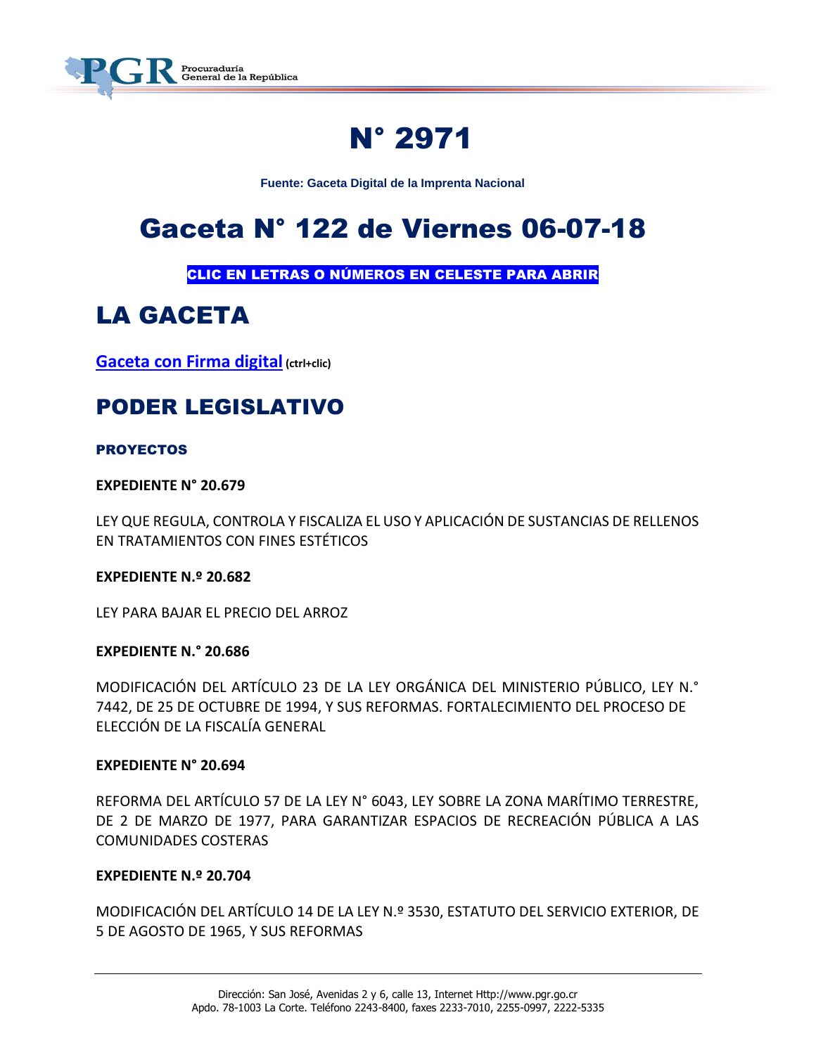# N° 2971

**Fuente: Gaceta Digital de la Imprenta Nacional**

# Gaceta N° 122 de Viernes 06-07-18

**CLIC EN LETRAS O NÚMEROS EN CELESTE PARA ABRIR**

## LA GACETA

**Gaceta con Firma digital** **(ctrl+clic)**

## PODER LEGISLATIVO

### PROYECTOS

**EXPEDIENTE N° 20.679**

LEY QUE REGULA, CONTROLA Y FISCALIZA EL USO Y APLICACIÓN DE SUSTANCIAS DE RELLENOS EN TRATAMIENTOS CON FINES ESTÉTICOS

**EXPEDIENTE N.º 20.682**

LEY PARA BAJAR EL PRECIO DEL ARROZ

**EXPEDIENTE N.° 20.686**

MODIFICACIÓN DEL ARTÍCULO 23 DE LA LEY ORGÁNICA DEL MINISTERIO PÚBLICO, LEY N.° 7442, DE 25 DE OCTUBRE DE 1994, Y SUS REFORMAS. FORTALECIMIENTO DEL PROCESO DE ELECCIÓN DE LA FISCALÍA GENERAL

**EXPEDIENTE N° 20.694**

REFORMA DEL ARTÍCULO 57 DE LA LEY N° 6043, LEY SOBRE LA ZONA MARÍTIMO TERRESTRE, DE 2 DE MARZO DE 1977, PARA GARANTIZAR ESPACIOS DE RECREACIÓN PÚBLICA A LAS COMUNIDADES COSTERAS

**EXPEDIENTE N.º 20.704**

MODIFICACIÓN DEL ARTÍCULO 14 DE LA LEY N.º 3530, ESTATUTO DEL SERVICIO EXTERIOR, DE 5 DE AGOSTO DE 1965, Y SUS REFORMAS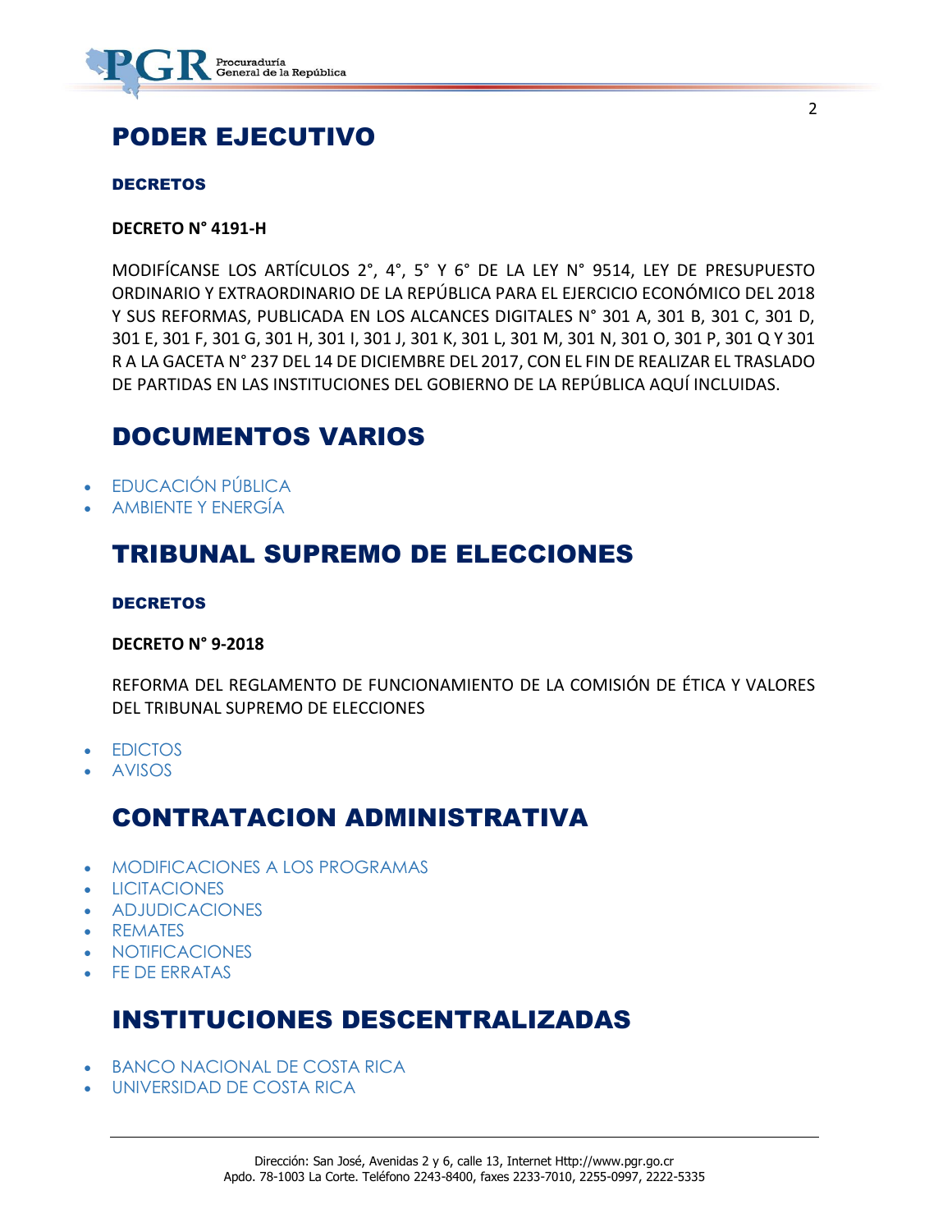# PODER EJECUTIVO

### DECRETOS

**DECRETO N° 4191-H**

MODIFÍCANSE LOS ARTÍCULOS 2°, 4°, 5° Y 6° DE LA LEY N° 9514, LEY DE PRESUPUESTO ORDINARIO Y EXTRAORDINARIO DE LA REPÚBLICA PARA EL EJERCICIO ECONÓMICO DEL 2018 Y SUS REFORMAS, PUBLICADA EN LOS ALCANCES DIGITALES N° 301 A, 301 B, 301 C, 301 D, 301 E, 301 F, 301 G, 301 H, 301 I, 301 J, 301 K, 301 L, 301 M, 301 N, 301 O, 301 P, 301 Q Y 301 R A LA GACETA N° 237 DEL 14 DE DICIEMBRE DEL 2017, CON EL FIN DE REALIZAR EL TRASLADO DE PARTIDAS EN LAS INSTITUCIONES DEL GOBIERNO DE LA REPÚBLICA AQUÍ INCLUIDAS.

# DOCUMENTOS VARIOS

- EDUCACIÓN PÚBLICA
- AMBIENTE Y ENERGÍA

# TRIBUNAL SUPREMO DE ELECCIONES

### DECRETOS

**DECRETO N° 9-2018**

REFORMA DEL REGLAMENTO DE FUNCIONAMIENTO DE LA COMISIÓN DE ÉTICA Y VALORES DEL TRIBUNAL SUPREMO DE ELECCIONES

- EDICTOS
- AVISOS

# CONTRATACION ADMINISTRATIVA

- MODIFICACIONES A LOS PROGRAMAS
- LICITACIONES
- ADJUDICACIONES
- REMATES
- NOTIFICACIONES
- FE DE ERRATAS

# INSTITUCIONES DESCENTRALIZADAS

- BANCO NACIONAL DE COSTA RICA
- UNIVERSIDAD DE COSTA RICA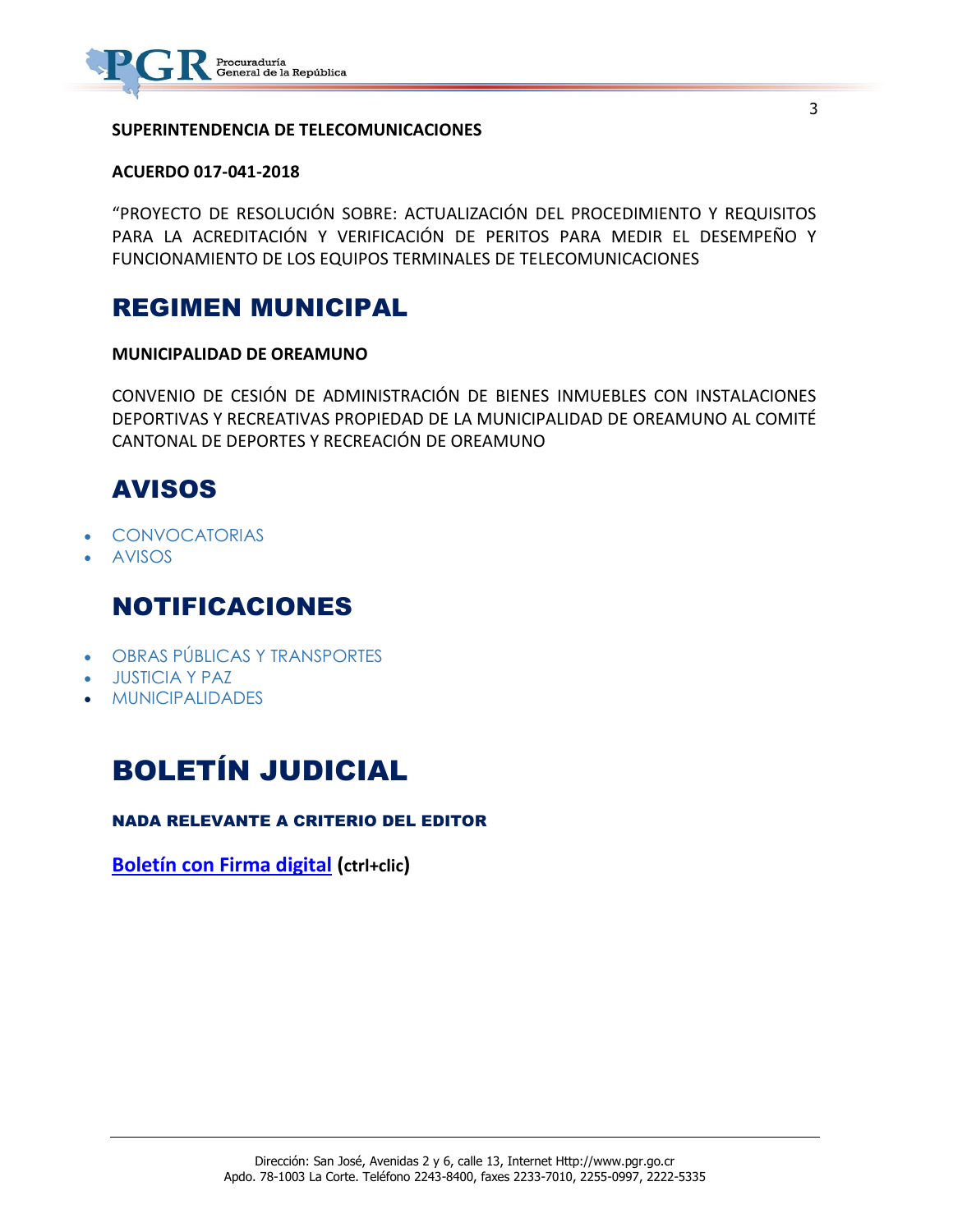**SUPERINTENDENCIA DE TELECOMUNICACIONES**

**ACUERDO 017-041-2018**

"PROYECTO DE RESOLUCIÓN SOBRE: ACTUALIZACIÓN DEL PROCEDIMIENTO Y REQUISITOS PARA LA ACREDITACIÓN Y VERIFICACIÓN DE PERITOS PARA MEDIR EL DESEMPEÑO Y FUNCIONAMIENTO DE LOS EQUIPOS TERMINALES DE TELECOMUNICACIONES

# REGIMEN MUNICIPAL

**MUNICIPALIDAD DE OREAMUNO**

CONVENIO DE CESIÓN DE ADMINISTRACIÓN DE BIENES INMUEBLES CON INSTALACIONES DEPORTIVAS Y RECREATIVAS PROPIEDAD DE LA MUNICIPALIDAD DE OREAMUNO AL COMITÉ CANTONAL DE DEPORTES Y RECREACIÓN DE OREAMUNO

# AVISOS

- CONVOCATORIAS
- AVISOS

# NOTIFICACIONES

- OBRAS PÚBLICAS Y TRANSPORTES
- JUSTICIA Y PAZ
- MUNICIPALIDADES

# BOLETÍN JUDICIAL

**NADA RELEVANTE A CRITERIO DEL EDITOR**

**Boletín con Firma digital (ctrl+clic)**